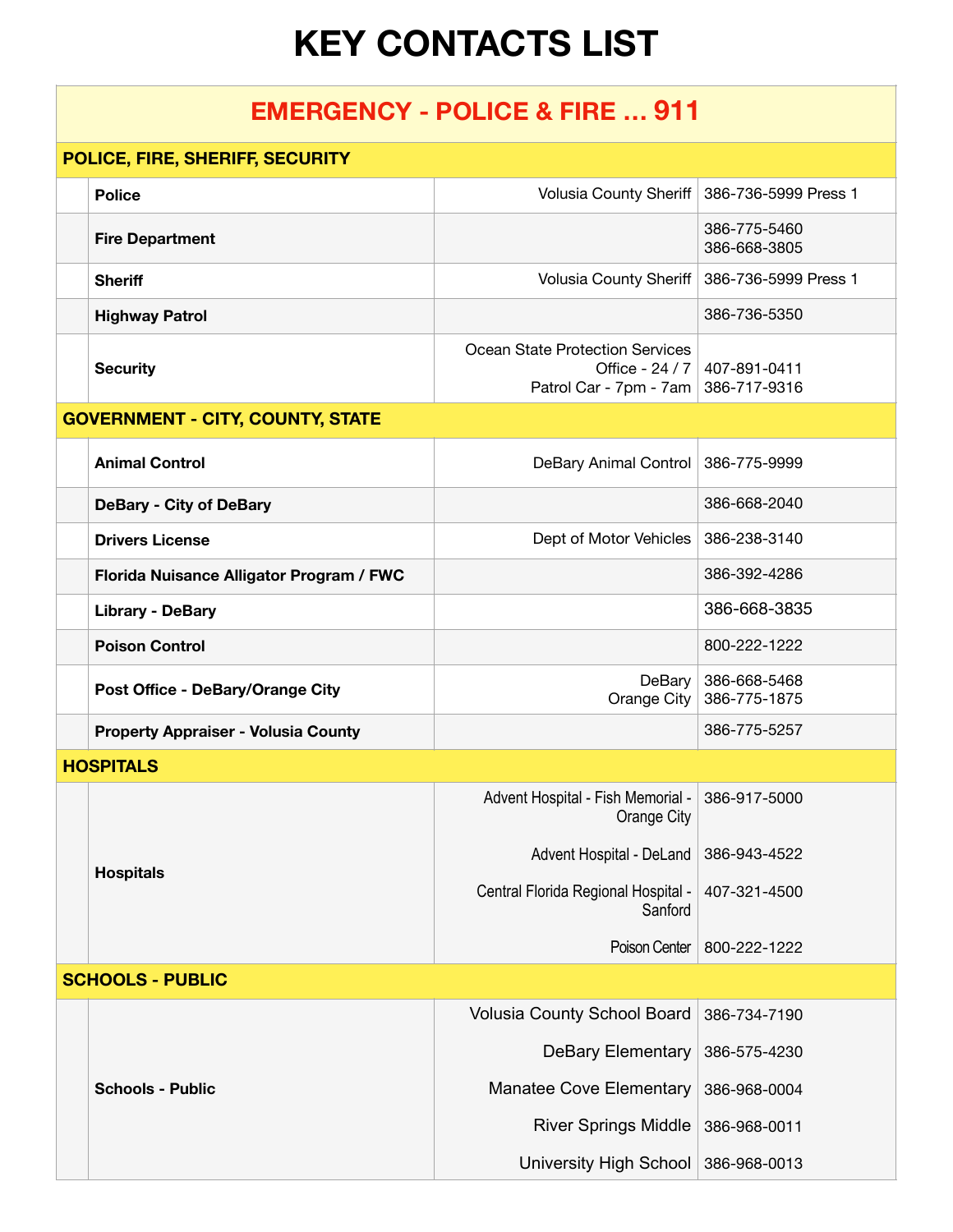# KEY CONTACTS LIST

## EMERGENCY - POLICE & FIRE ... 911

| | | | |
|---|---|---|---|
| **POLICE, FIRE, SHERIFF, SECURITY** | | | |
| | **Police** | Volusia County Sheriff | 386-736-5999 Press 1 |
| | **Fire Department** | | 386-775-5460<br>386-668-3805 |
| | **Sheriff** | Volusia County Sheriff | 386-736-5999 Press 1 |
| | **Highway Patrol** | | 386-736-5350 |
| | **Security** | Ocean State Protection Services<br>Office - 24 / 7<br>Patrol Car - 7pm - 7am | 407-891-0411<br>386-717-9316 |
| **GOVERNMENT - CITY, COUNTY, STATE** | | | |
| | **Animal Control** | DeBary Animal Control | 386-775-9999 |
| | **DeBary - City of DeBary** | | 386-668-2040 |
| | **Drivers License** | Dept of Motor Vehicles | 386-238-3140 |
| | **Florida Nuisance Alligator Program / FWC** | | 386-392-4286 |
| | **Library - DeBary** | | 386-668-3835 |
| | **Poison Control** | | 800-222-1222 |
| | **Post Office - DeBary/Orange City** | DeBary<br>Orange City | 386-668-5468<br>386-775-1875 |
| | **Property Appraiser - Volusia County** | | 386-775-5257 |
| **HOSPITALS** | | | |
| | **Hospitals** | Advent Hospital - Fish Memorial - Orange City | 386-917-5000 |
| | | Advent Hospital - DeLand | 386-943-4522 |
| | | Central Florida Regional Hospital - Sanford | 407-321-4500 |
| | | Poison Center | 800-222-1222 |
| **SCHOOLS - PUBLIC** | | | |
| | **Schools - Public** | Volusia County School Board | 386-734-7190 |
| | | DeBary Elementary | 386-575-4230 |
| | | Manatee Cove Elementary | 386-968-0004 |
| | | River Springs Middle | 386-968-0011 |
| | | University High School | 386-968-0013 |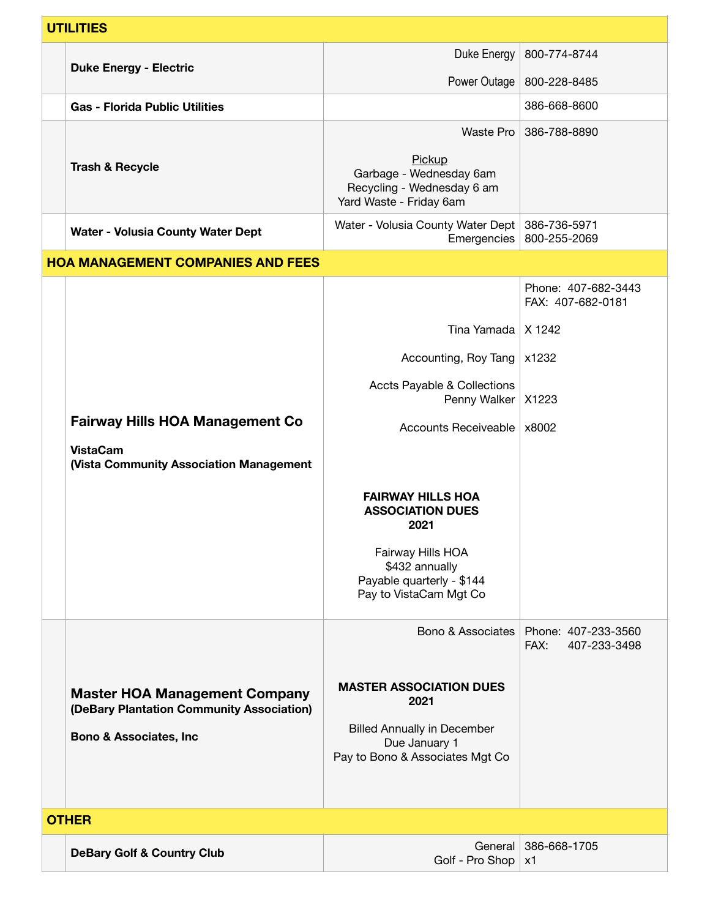| | | | |
|---|---|---|---|
| **UTILITIES** | | | |
| | **Duke Energy - Electric** | Duke Energy<br>Power Outage | 800-774-8744<br>800-228-8485 |
| | **Gas - Florida Public Utilities** | | 386-668-8600 |
| | **Trash & Recycle** | Waste Pro<br><br>Pickup<br>Garbage - Wednesday 6am<br>Recycling - Wednesday 6 am<br>Yard Waste - Friday 6am | 386-788-8890 |
| | **Water - Volusia County Water Dept** | Water - Volusia County Water Dept<br>Emergencies | 386-736-5971<br>800-255-2069 |
| **HOA MANAGEMENT COMPANIES AND FEES** | | | |
| | **Fairway Hills HOA Management Co**<br><br>**VistaCam**<br>**(Vista Community Association Management** | Tina Yamada<br><br>Accounting, Roy Tang<br><br>Accts Payable & Collections<br>Penny Walker<br><br>Accounts Receiveable<br><br>**FAIRWAY HILLS HOA ASSOCIATION DUES 2021**<br><br>Fairway Hills HOA<br>$432 annually<br>Payable quarterly - $144<br>Pay to VistaCam Mgt Co | Phone: 407-682-3443<br>FAX: 407-682-0181<br><br>X 1242<br><br>x1232<br><br>X1223<br><br>x8002 |
| | **Master HOA Management Company**<br>**(DeBary Plantation Community Association)**<br><br>**Bono & Associates, Inc** | Bono & Associates<br><br>**MASTER ASSOCIATION DUES 2021**<br><br>Billed Annually in December<br>Due January 1<br>Pay to Bono & Associates Mgt Co | Phone: 407-233-3560<br>FAX: 407-233-3498 |
| **OTHER** | | | |
| | **DeBary Golf & Country Club** | General<br>Golf - Pro Shop | 386-668-1705<br>x1 |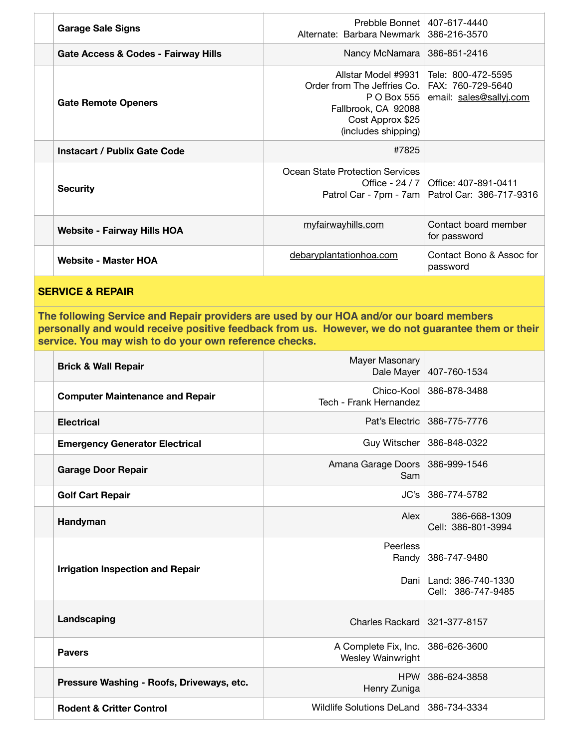| | | | |
|---|---|---|---|
| | **Garage Sale Signs** | Prebble Bonnet<br>Alternate: Barbara Newmark | 407-617-4440<br>386-216-3570 |
| | **Gate Access & Codes - Fairway Hills** | Nancy McNamara | 386-851-2416 |
| | **Gate Remote Openers** | Allstar Model #9931<br>Order from The Jeffries Co.<br>P O Box 555<br>Fallbrook, CA 92088<br>Cost Approx $25<br>(includes shipping) | Tele: 800-472-5595<br>FAX: 760-729-5640<br>email: sales@sallyj.com |
| | **Instacart / Publix Gate Code** | #7825 | |
| | **Security** | Ocean State Protection Services<br>Office - 24 / 7<br>Patrol Car - 7pm - 7am | Office: 407-891-0411<br>Patrol Car: 386-717-9316 |
| | **Website - Fairway Hills HOA** | myfairwayhills.com | Contact board member for password |
| | **Website - Master HOA** | debaryplantationhoa.com | Contact Bono & Assoc for password |

**SERVICE & REPAIR**

**The following Service and Repair providers are used by our HOA and/or our board members personally and would receive positive feedback from us. However, we do not guarantee them or their service. You may wish to do your own reference checks.**

| | | | |
|---|---|---|---|
| | **Brick & Wall Repair** | Mayer Masonary<br>Dale Mayer | 407-760-1534 |
| | **Computer Maintenance and Repair** | Chico-Kool<br>Tech - Frank Hernandez | 386-878-3488 |
| | **Electrical** | Pat's Electric | 386-775-7776 |
| | **Emergency Generator Electrical** | Guy Witscher | 386-848-0322 |
| | **Garage Door Repair** | Amana Garage Doors<br>Sam | 386-999-1546 |
| | **Golf Cart Repair** | JC's | 386-774-5782 |
| | **Handyman** | Alex | 386-668-1309<br>Cell: 386-801-3994 |
| | **Irrigation Inspection and Repair** | Peerless<br>Randy<br><br>Dani | 386-747-9480<br><br>Land: 386-740-1330<br>Cell: 386-747-9485 |
| | **Landscaping** | Charles Rackard | 321-377-8157 |
| | **Pavers** | A Complete Fix, Inc.<br>Wesley Wainwright | 386-626-3600 |
| | **Pressure Washing - Roofs, Driveways, etc.** | HPW<br>Henry Zuniga | 386-624-3858 |
| | **Rodent & Critter Control** | Wildlife Solutions DeLand | 386-734-3334 |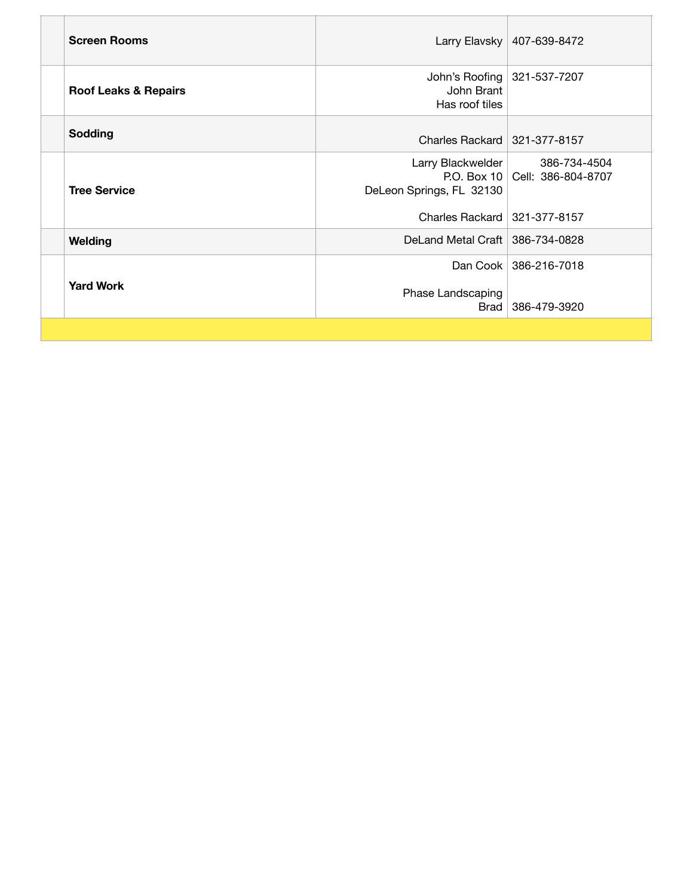| | | | |
|---|---|---|---|
| | **Screen Rooms** | Larry Elavsky | 407-639-8472 |
| | **Roof Leaks & Repairs** | John's Roofing<br>John Brant<br>Has roof tiles | 321-537-7207 |
| | **Sodding** | Charles Rackard | 321-377-8157 |
| | **Tree Service** | Larry Blackwelder<br>P.O. Box 10<br>DeLeon Springs, FL 32130<br><br>Charles Rackard | 386-734-4504<br>Cell: 386-804-8707<br><br><br><br>321-377-8157 |
| | **Welding** | DeLand Metal Craft | 386-734-0828 |
| | **Yard Work** | Dan Cook<br><br>Phase Landscaping<br>Brad | 386-216-7018<br><br><br>386-479-3920 |